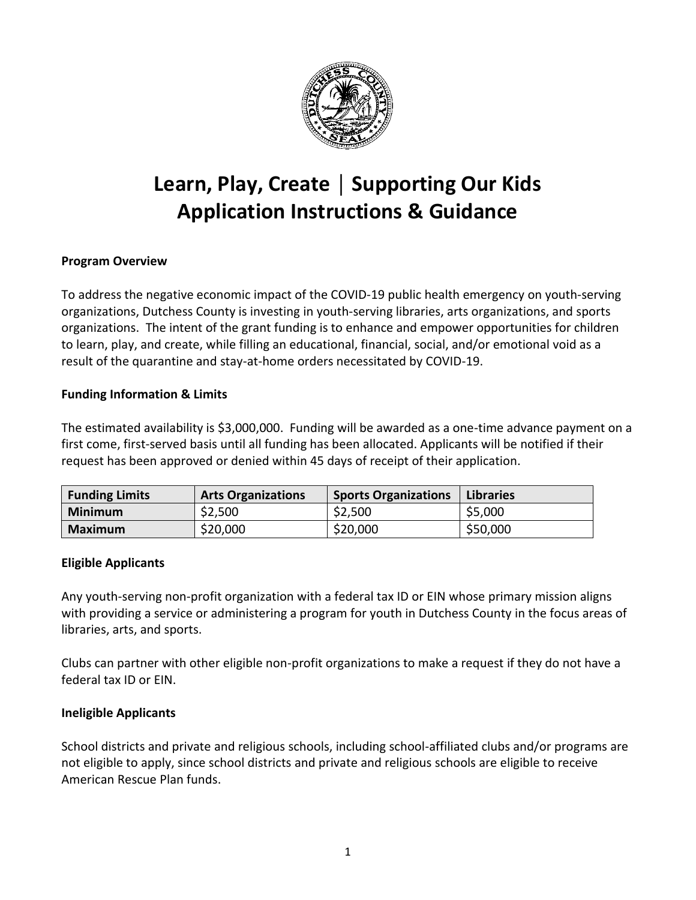# Learn, Play, Create | Supporting Our Kids
# Application Instructions & Guidance

**Program Overview**

To address the negative economic impact of the COVID-19 public health emergency on youth-serving organizations, Dutchess County is investing in youth-serving libraries, arts organizations, and sports organizations. The intent of the grant funding is to enhance and empower opportunities for children to learn, play, and create, while filling an educational, financial, social, and/or emotional void as a result of the quarantine and stay-at-home orders necessitated by COVID-19.

**Funding Information & Limits**

The estimated availability is $3,000,000. Funding will be awarded as a one-time advance payment on a first come, first-served basis until all funding has been allocated. Applicants will be notified if their request has been approved or denied within 45 days of receipt of their application.

| Funding Limits | Arts Organizations | Sports Organizations | Libraries |
|---|---|---|---|
| **Minimum** | $2,500 | $2,500 | $5,000 |
| **Maximum** | $20,000 | $20,000 | $50,000 |

**Eligible Applicants**

Any youth-serving non-profit organization with a federal tax ID or EIN whose primary mission aligns with providing a service or administering a program for youth in Dutchess County in the focus areas of libraries, arts, and sports.

Clubs can partner with other eligible non-profit organizations to make a request if they do not have a federal tax ID or EIN.

**Ineligible Applicants**

School districts and private and religious schools, including school-affiliated clubs and/or programs are not eligible to apply, since school districts and private and religious schools are eligible to receive American Rescue Plan funds.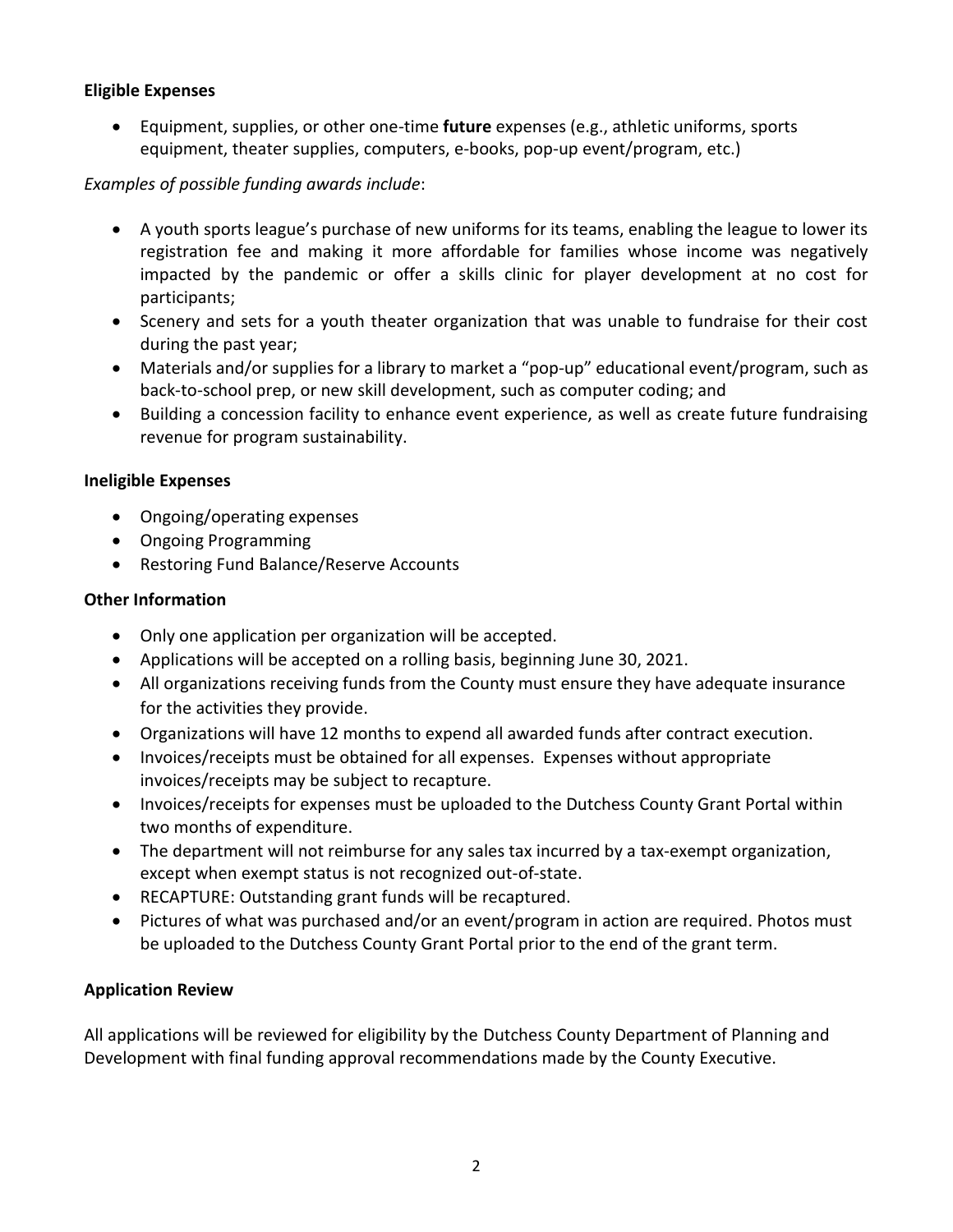**Eligible Expenses**

- Equipment, supplies, or other one-time **future** expenses (e.g., athletic uniforms, sports equipment, theater supplies, computers, e-books, pop-up event/program, etc.)

*Examples of possible funding awards include*:

- A youth sports league's purchase of new uniforms for its teams, enabling the league to lower its registration fee and making it more affordable for families whose income was negatively impacted by the pandemic or offer a skills clinic for player development at no cost for participants;
- Scenery and sets for a youth theater organization that was unable to fundraise for their cost during the past year;
- Materials and/or supplies for a library to market a "pop-up" educational event/program, such as back-to-school prep, or new skill development, such as computer coding; and
- Building a concession facility to enhance event experience, as well as create future fundraising revenue for program sustainability.

**Ineligible Expenses**

- Ongoing/operating expenses
- Ongoing Programming
- Restoring Fund Balance/Reserve Accounts

**Other Information**

- Only one application per organization will be accepted.
- Applications will be accepted on a rolling basis, beginning June 30, 2021.
- All organizations receiving funds from the County must ensure they have adequate insurance for the activities they provide.
- Organizations will have 12 months to expend all awarded funds after contract execution.
- Invoices/receipts must be obtained for all expenses. Expenses without appropriate invoices/receipts may be subject to recapture.
- Invoices/receipts for expenses must be uploaded to the Dutchess County Grant Portal within two months of expenditure.
- The department will not reimburse for any sales tax incurred by a tax-exempt organization, except when exempt status is not recognized out-of-state.
- RECAPTURE: Outstanding grant funds will be recaptured.
- Pictures of what was purchased and/or an event/program in action are required. Photos must be uploaded to the Dutchess County Grant Portal prior to the end of the grant term.

**Application Review**

All applications will be reviewed for eligibility by the Dutchess County Department of Planning and Development with final funding approval recommendations made by the County Executive.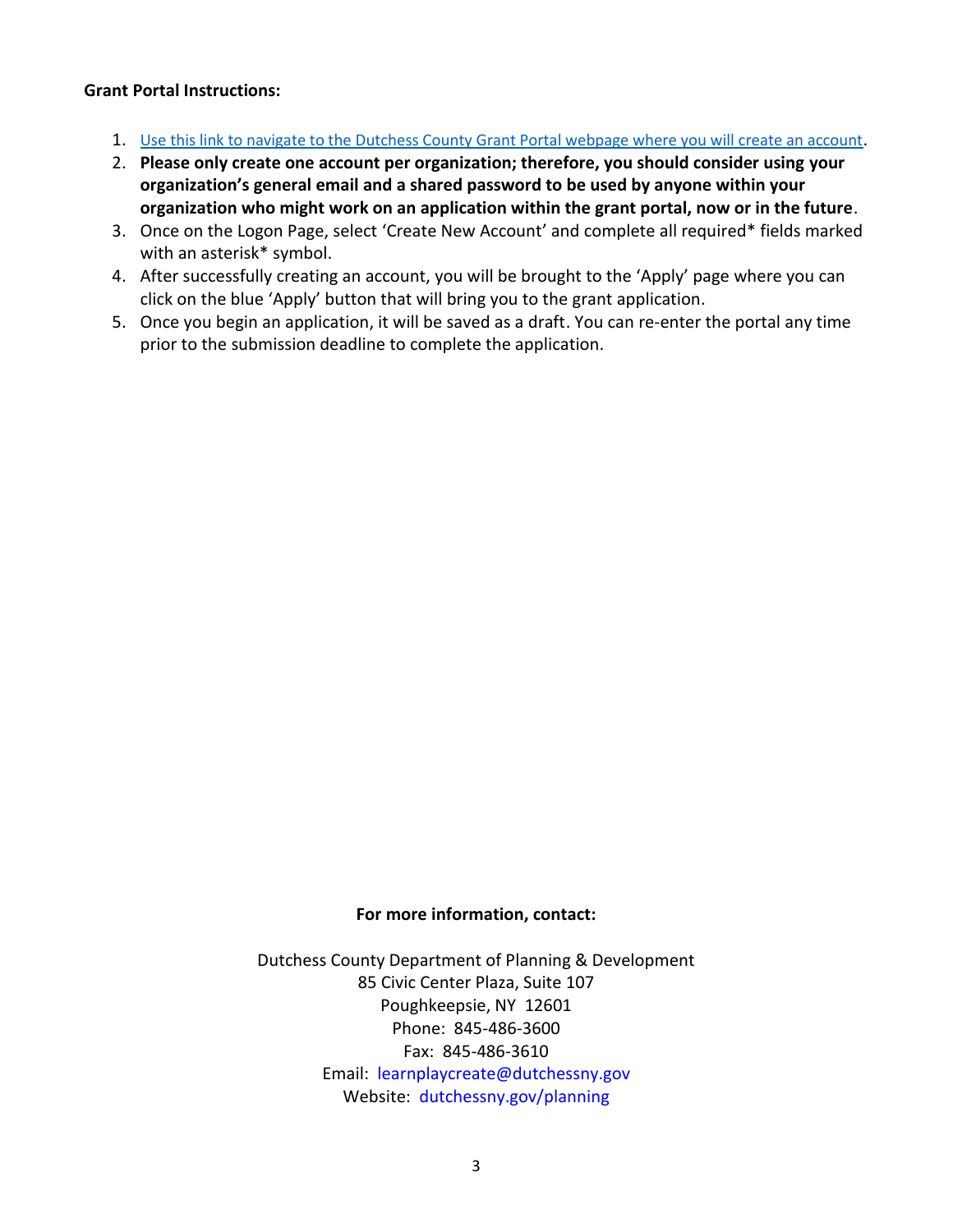**Grant Portal Instructions:**

1. Use this link to navigate to the Dutchess County Grant Portal webpage where you will create an account.
2. **Please only create one account per organization; therefore, you should consider using your organization's general email and a shared password to be used by anyone within your organization who might work on an application within the grant portal, now or in the future**.
3. Once on the Logon Page, select 'Create New Account' and complete all required* fields marked with an asterisk* symbol.
4. After successfully creating an account, you will be brought to the 'Apply' page where you can click on the blue 'Apply' button that will bring you to the grant application.
5. Once you begin an application, it will be saved as a draft. You can re-enter the portal any time prior to the submission deadline to complete the application.

**For more information, contact:**

Dutchess County Department of Planning & Development
85 Civic Center Plaza, Suite 107
Poughkeepsie, NY 12601
Phone: 845-486-3600
Fax: 845-486-3610
Email: learnplaycreate@dutchessny.gov
Website: dutchessny.gov/planning